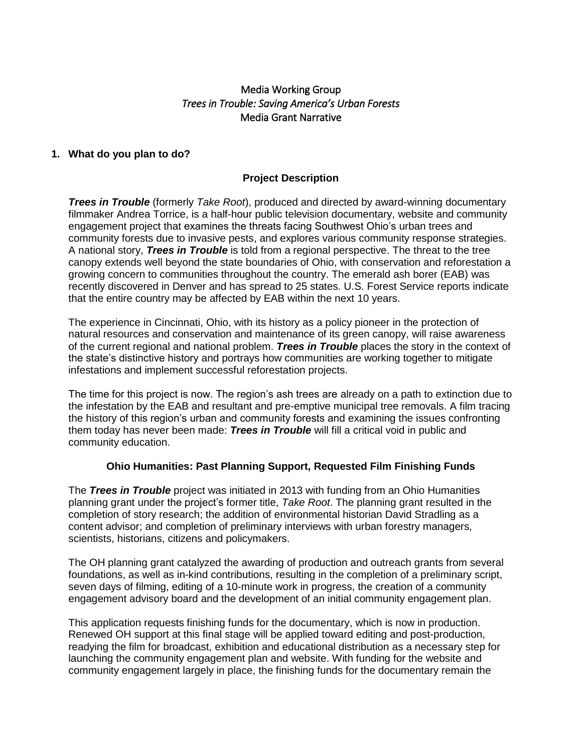Media Working Group

*Trees in Trouble: Saving America's Urban Forests*

Media Grant Narrative

**1. What do you plan to do?**

## Project Description

***Trees in Trouble*** (formerly *Take Root*), produced and directed by award-winning documentary filmmaker Andrea Torrice, is a half-hour public television documentary, website and community engagement project that examines the threats facing Southwest Ohio's urban trees and community forests due to invasive pests, and explores various community response strategies. A national story, ***Trees in Trouble*** is told from a regional perspective. The threat to the tree canopy extends well beyond the state boundaries of Ohio, with conservation and reforestation a growing concern to communities throughout the country. The emerald ash borer (EAB) was recently discovered in Denver and has spread to 25 states. U.S. Forest Service reports indicate that the entire country may be affected by EAB within the next 10 years.

The experience in Cincinnati, Ohio, with its history as a policy pioneer in the protection of natural resources and conservation and maintenance of its green canopy, will raise awareness of the current regional and national problem. ***Trees in Trouble*** places the story in the context of the state's distinctive history and portrays how communities are working together to mitigate infestations and implement successful reforestation projects.

The time for this project is now. The region's ash trees are already on a path to extinction due to the infestation by the EAB and resultant and pre-emptive municipal tree removals. A film tracing the history of this region's urban and community forests and examining the issues confronting them today has never been made: ***Trees in Trouble*** will fill a critical void in public and community education.

## Ohio Humanities: Past Planning Support, Requested Film Finishing Funds

The ***Trees in Trouble*** project was initiated in 2013 with funding from an Ohio Humanities planning grant under the project's former title, *Take Root*. The planning grant resulted in the completion of story research; the addition of environmental historian David Stradling as a content advisor; and completion of preliminary interviews with urban forestry managers, scientists, historians, citizens and policymakers.

The OH planning grant catalyzed the awarding of production and outreach grants from several foundations, as well as in-kind contributions, resulting in the completion of a preliminary script, seven days of filming, editing of a 10-minute work in progress, the creation of a community engagement advisory board and the development of an initial community engagement plan.

This application requests finishing funds for the documentary, which is now in production. Renewed OH support at this final stage will be applied toward editing and post-production, readying the film for broadcast, exhibition and educational distribution as a necessary step for launching the community engagement plan and website. With funding for the website and community engagement largely in place, the finishing funds for the documentary remain the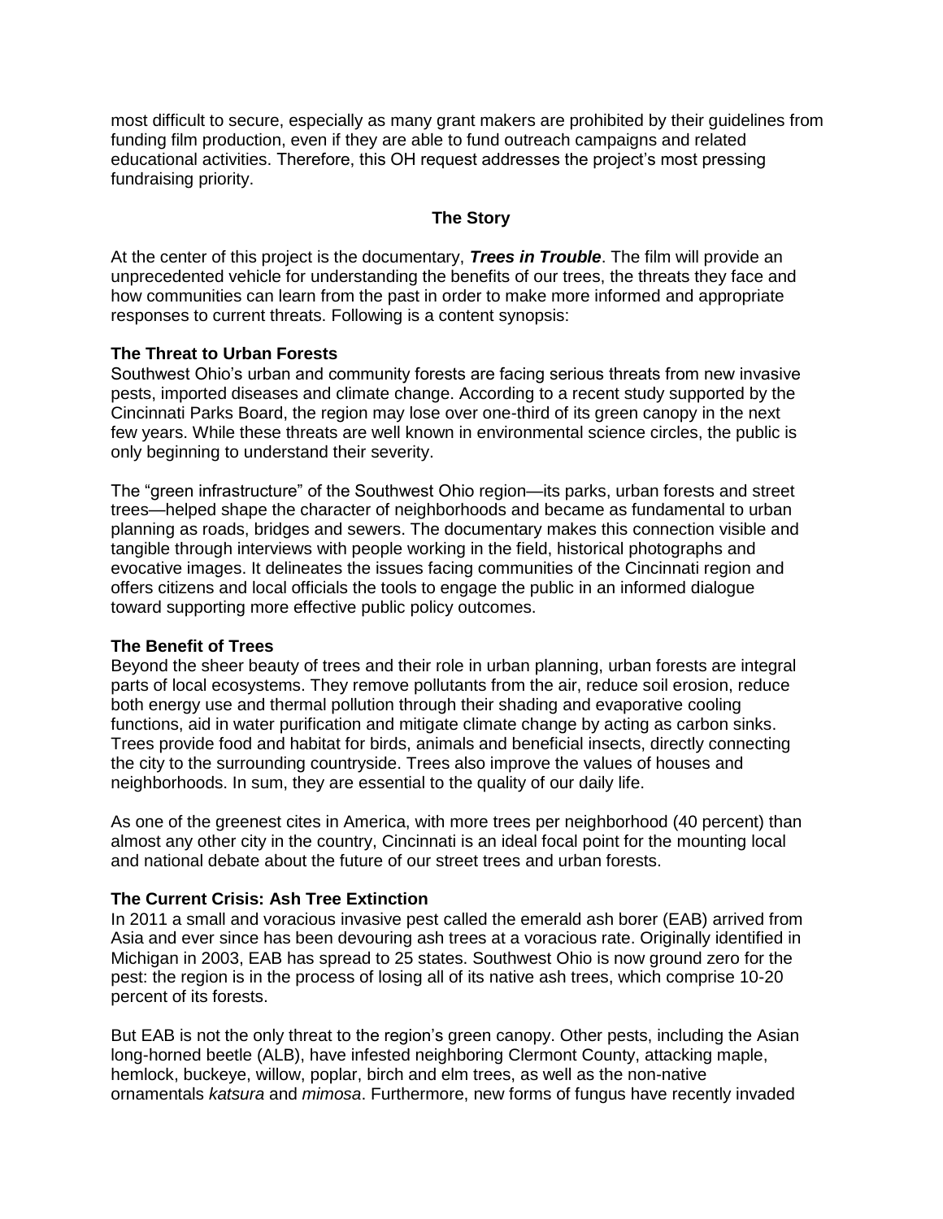most difficult to secure, especially as many grant makers are prohibited by their guidelines from funding film production, even if they are able to fund outreach campaigns and related educational activities. Therefore, this OH request addresses the project's most pressing fundraising priority.

## The Story

At the center of this project is the documentary, ***Trees in Trouble***. The film will provide an unprecedented vehicle for understanding the benefits of our trees, the threats they face and how communities can learn from the past in order to make more informed and appropriate responses to current threats. Following is a content synopsis:

### The Threat to Urban Forests

Southwest Ohio's urban and community forests are facing serious threats from new invasive pests, imported diseases and climate change. According to a recent study supported by the Cincinnati Parks Board, the region may lose over one-third of its green canopy in the next few years. While these threats are well known in environmental science circles, the public is only beginning to understand their severity.

The "green infrastructure" of the Southwest Ohio region—its parks, urban forests and street trees—helped shape the character of neighborhoods and became as fundamental to urban planning as roads, bridges and sewers. The documentary makes this connection visible and tangible through interviews with people working in the field, historical photographs and evocative images. It delineates the issues facing communities of the Cincinnati region and offers citizens and local officials the tools to engage the public in an informed dialogue toward supporting more effective public policy outcomes.

### The Benefit of Trees

Beyond the sheer beauty of trees and their role in urban planning, urban forests are integral parts of local ecosystems. They remove pollutants from the air, reduce soil erosion, reduce both energy use and thermal pollution through their shading and evaporative cooling functions, aid in water purification and mitigate climate change by acting as carbon sinks. Trees provide food and habitat for birds, animals and beneficial insects, directly connecting the city to the surrounding countryside. Trees also improve the values of houses and neighborhoods. In sum, they are essential to the quality of our daily life.

As one of the greenest cites in America, with more trees per neighborhood (40 percent) than almost any other city in the country, Cincinnati is an ideal focal point for the mounting local and national debate about the future of our street trees and urban forests.

### The Current Crisis: Ash Tree Extinction

In 2011 a small and voracious invasive pest called the emerald ash borer (EAB) arrived from Asia and ever since has been devouring ash trees at a voracious rate. Originally identified in Michigan in 2003, EAB has spread to 25 states. Southwest Ohio is now ground zero for the pest: the region is in the process of losing all of its native ash trees, which comprise 10-20 percent of its forests.

But EAB is not the only threat to the region's green canopy. Other pests, including the Asian long-horned beetle (ALB), have infested neighboring Clermont County, attacking maple, hemlock, buckeye, willow, poplar, birch and elm trees, as well as the non-native ornamentals *katsura* and *mimosa*. Furthermore, new forms of fungus have recently invaded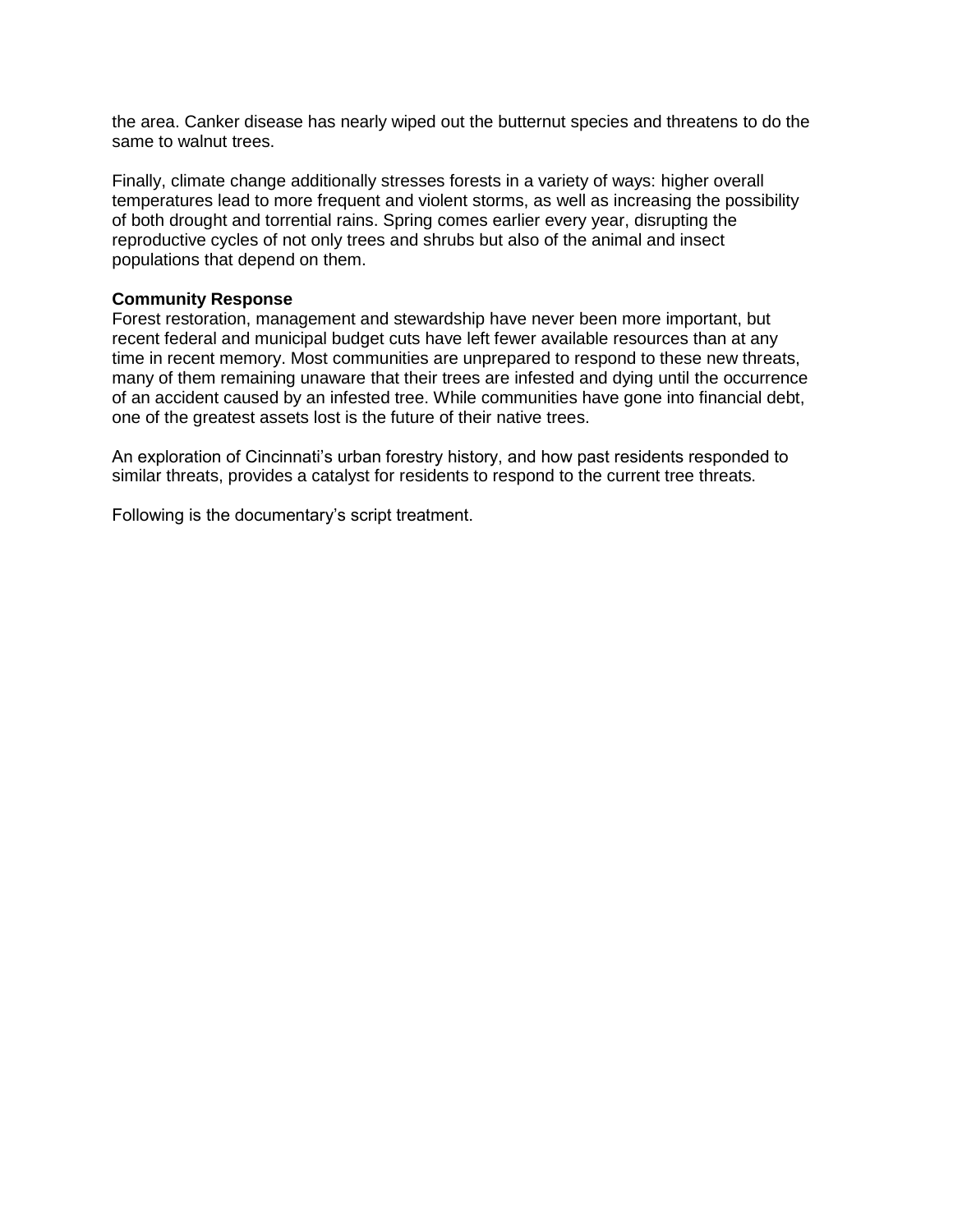the area. Canker disease has nearly wiped out the butternut species and threatens to do the same to walnut trees.

Finally, climate change additionally stresses forests in a variety of ways: higher overall temperatures lead to more frequent and violent storms, as well as increasing the possibility of both drought and torrential rains. Spring comes earlier every year, disrupting the reproductive cycles of not only trees and shrubs but also of the animal and insect populations that depend on them.

**Community Response**

Forest restoration, management and stewardship have never been more important, but recent federal and municipal budget cuts have left fewer available resources than at any time in recent memory. Most communities are unprepared to respond to these new threats, many of them remaining unaware that their trees are infested and dying until the occurrence of an accident caused by an infested tree. While communities have gone into financial debt, one of the greatest assets lost is the future of their native trees.

An exploration of Cincinnati's urban forestry history, and how past residents responded to similar threats, provides a catalyst for residents to respond to the current tree threats.

Following is the documentary's script treatment.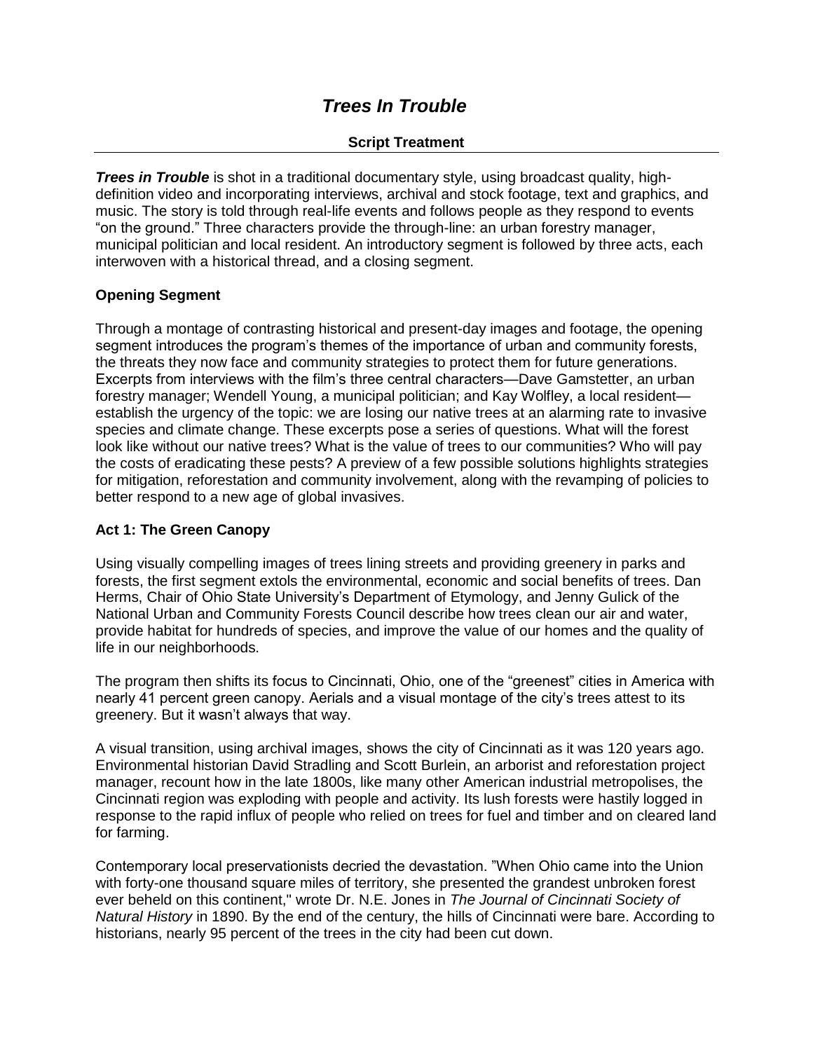# *Trees In Trouble*

**Script Treatment**

***Trees in Trouble*** is shot in a traditional documentary style, using broadcast quality, high-definition video and incorporating interviews, archival and stock footage, text and graphics, and music. The story is told through real-life events and follows people as they respond to events "on the ground." Three characters provide the through-line: an urban forestry manager, municipal politician and local resident. An introductory segment is followed by three acts, each interwoven with a historical thread, and a closing segment.

## Opening Segment

Through a montage of contrasting historical and present-day images and footage, the opening segment introduces the program's themes of the importance of urban and community forests, the threats they now face and community strategies to protect them for future generations. Excerpts from interviews with the film's three central characters—Dave Gamstetter, an urban forestry manager; Wendell Young, a municipal politician; and Kay Wolfley, a local resident—establish the urgency of the topic: we are losing our native trees at an alarming rate to invasive species and climate change. These excerpts pose a series of questions. What will the forest look like without our native trees? What is the value of trees to our communities? Who will pay the costs of eradicating these pests? A preview of a few possible solutions highlights strategies for mitigation, reforestation and community involvement, along with the revamping of policies to better respond to a new age of global invasives.

## Act 1: The Green Canopy

Using visually compelling images of trees lining streets and providing greenery in parks and forests, the first segment extols the environmental, economic and social benefits of trees. Dan Herms, Chair of Ohio State University's Department of Etymology, and Jenny Gulick of the National Urban and Community Forests Council describe how trees clean our air and water, provide habitat for hundreds of species, and improve the value of our homes and the quality of life in our neighborhoods.

The program then shifts its focus to Cincinnati, Ohio, one of the "greenest" cities in America with nearly 41 percent green canopy. Aerials and a visual montage of the city's trees attest to its greenery. But it wasn't always that way.

A visual transition, using archival images, shows the city of Cincinnati as it was 120 years ago. Environmental historian David Stradling and Scott Burlein, an arborist and reforestation project manager, recount how in the late 1800s, like many other American industrial metropolises, the Cincinnati region was exploding with people and activity. Its lush forests were hastily logged in response to the rapid influx of people who relied on trees for fuel and timber and on cleared land for farming.

Contemporary local preservationists decried the devastation. "When Ohio came into the Union with forty-one thousand square miles of territory, she presented the grandest unbroken forest ever beheld on this continent," wrote Dr. N.E. Jones in *The Journal of Cincinnati Society of Natural History* in 1890. By the end of the century, the hills of Cincinnati were bare. According to historians, nearly 95 percent of the trees in the city had been cut down.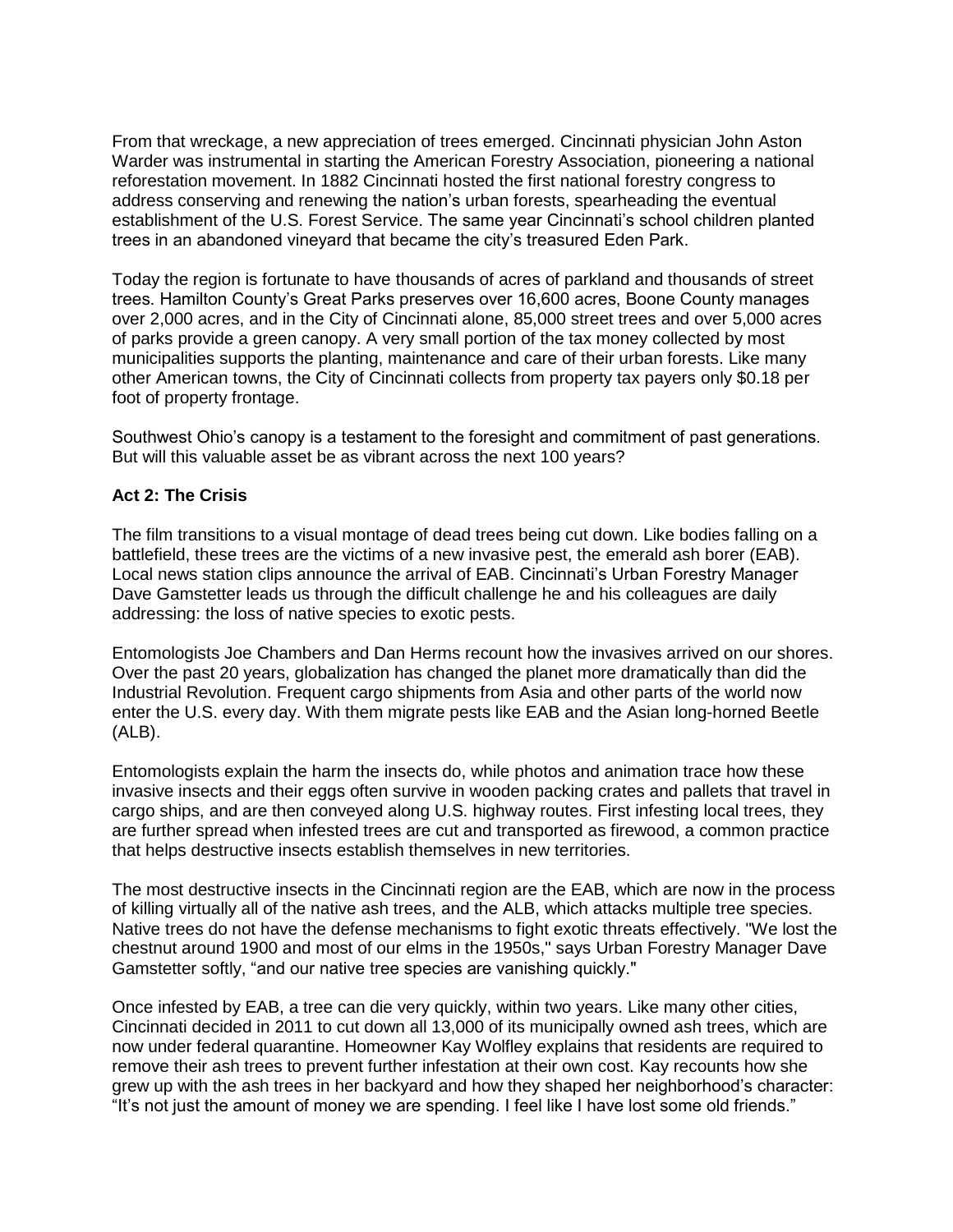From that wreckage, a new appreciation of trees emerged. Cincinnati physician John Aston Warder was instrumental in starting the American Forestry Association, pioneering a national reforestation movement. In 1882 Cincinnati hosted the first national forestry congress to address conserving and renewing the nation's urban forests, spearheading the eventual establishment of the U.S. Forest Service. The same year Cincinnati's school children planted trees in an abandoned vineyard that became the city's treasured Eden Park.

Today the region is fortunate to have thousands of acres of parkland and thousands of street trees. Hamilton County's Great Parks preserves over 16,600 acres, Boone County manages over 2,000 acres, and in the City of Cincinnati alone, 85,000 street trees and over 5,000 acres of parks provide a green canopy. A very small portion of the tax money collected by most municipalities supports the planting, maintenance and care of their urban forests. Like many other American towns, the City of Cincinnati collects from property tax payers only $0.18 per foot of property frontage.

Southwest Ohio's canopy is a testament to the foresight and commitment of past generations. But will this valuable asset be as vibrant across the next 100 years?

**Act 2: The Crisis**

The film transitions to a visual montage of dead trees being cut down. Like bodies falling on a battlefield, these trees are the victims of a new invasive pest, the emerald ash borer (EAB). Local news station clips announce the arrival of EAB. Cincinnati's Urban Forestry Manager Dave Gamstetter leads us through the difficult challenge he and his colleagues are daily addressing: the loss of native species to exotic pests.

Entomologists Joe Chambers and Dan Herms recount how the invasives arrived on our shores. Over the past 20 years, globalization has changed the planet more dramatically than did the Industrial Revolution. Frequent cargo shipments from Asia and other parts of the world now enter the U.S. every day. With them migrate pests like EAB and the Asian long-horned Beetle (ALB).

Entomologists explain the harm the insects do, while photos and animation trace how these invasive insects and their eggs often survive in wooden packing crates and pallets that travel in cargo ships, and are then conveyed along U.S. highway routes. First infesting local trees, they are further spread when infested trees are cut and transported as firewood, a common practice that helps destructive insects establish themselves in new territories.

The most destructive insects in the Cincinnati region are the EAB, which are now in the process of killing virtually all of the native ash trees, and the ALB, which attacks multiple tree species. Native trees do not have the defense mechanisms to fight exotic threats effectively. "We lost the chestnut around 1900 and most of our elms in the 1950s," says Urban Forestry Manager Dave Gamstetter softly, "and our native tree species are vanishing quickly."

Once infested by EAB, a tree can die very quickly, within two years. Like many other cities, Cincinnati decided in 2011 to cut down all 13,000 of its municipally owned ash trees, which are now under federal quarantine. Homeowner Kay Wolfley explains that residents are required to remove their ash trees to prevent further infestation at their own cost. Kay recounts how she grew up with the ash trees in her backyard and how they shaped her neighborhood's character: "It's not just the amount of money we are spending. I feel like I have lost some old friends."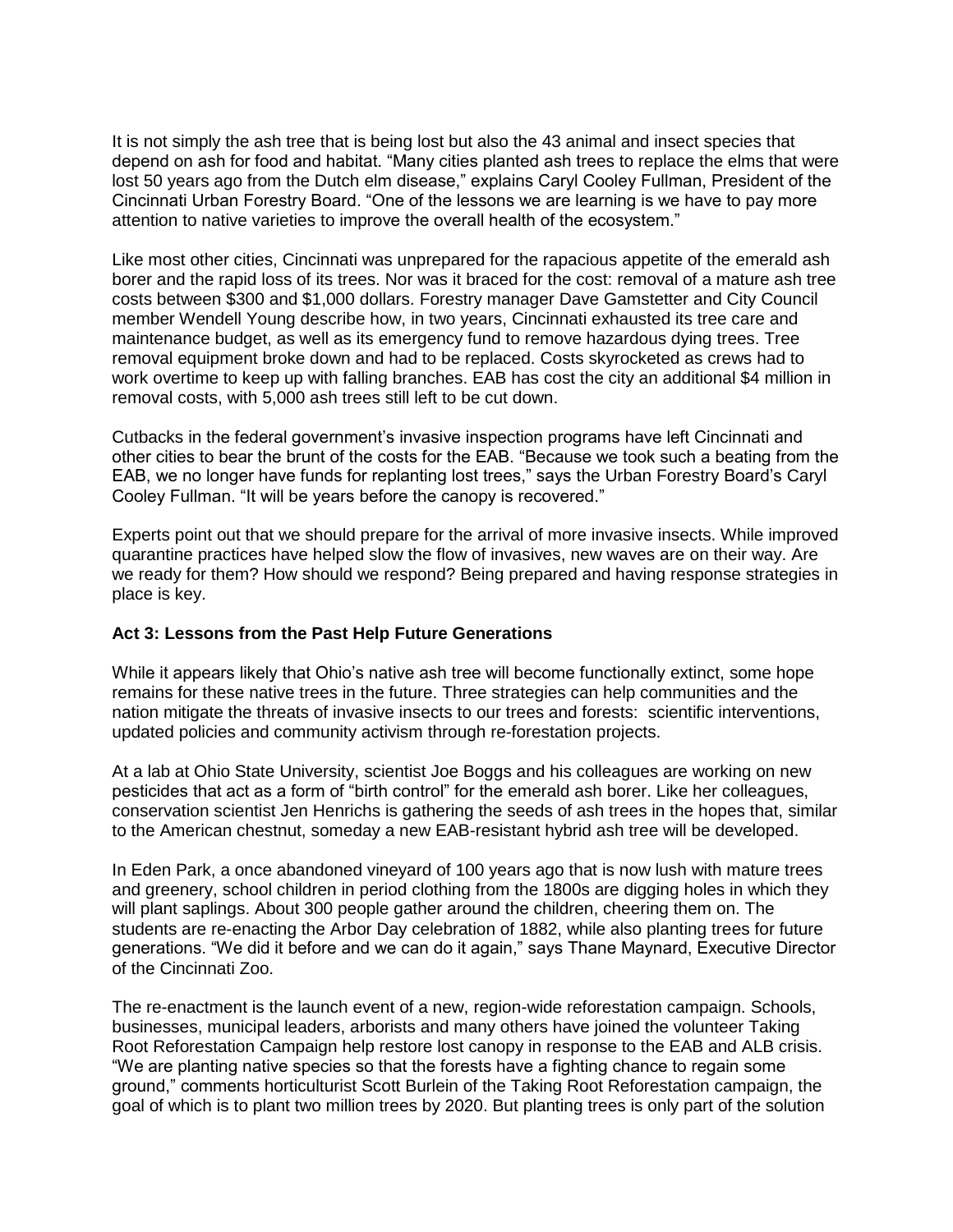It is not simply the ash tree that is being lost but also the 43 animal and insect species that depend on ash for food and habitat. "Many cities planted ash trees to replace the elms that were lost 50 years ago from the Dutch elm disease," explains Caryl Cooley Fullman, President of the Cincinnati Urban Forestry Board. "One of the lessons we are learning is we have to pay more attention to native varieties to improve the overall health of the ecosystem."

Like most other cities, Cincinnati was unprepared for the rapacious appetite of the emerald ash borer and the rapid loss of its trees. Nor was it braced for the cost: removal of a mature ash tree costs between $300 and $1,000 dollars. Forestry manager Dave Gamstetter and City Council member Wendell Young describe how, in two years, Cincinnati exhausted its tree care and maintenance budget, as well as its emergency fund to remove hazardous dying trees. Tree removal equipment broke down and had to be replaced. Costs skyrocketed as crews had to work overtime to keep up with falling branches. EAB has cost the city an additional $4 million in removal costs, with 5,000 ash trees still left to be cut down.

Cutbacks in the federal government's invasive inspection programs have left Cincinnati and other cities to bear the brunt of the costs for the EAB. "Because we took such a beating from the EAB, we no longer have funds for replanting lost trees," says the Urban Forestry Board's Caryl Cooley Fullman. "It will be years before the canopy is recovered."

Experts point out that we should prepare for the arrival of more invasive insects. While improved quarantine practices have helped slow the flow of invasives, new waves are on their way. Are we ready for them? How should we respond? Being prepared and having response strategies in place is key.

**Act 3: Lessons from the Past Help Future Generations**

While it appears likely that Ohio's native ash tree will become functionally extinct, some hope remains for these native trees in the future. Three strategies can help communities and the nation mitigate the threats of invasive insects to our trees and forests: scientific interventions, updated policies and community activism through re-forestation projects.

At a lab at Ohio State University, scientist Joe Boggs and his colleagues are working on new pesticides that act as a form of "birth control" for the emerald ash borer. Like her colleagues, conservation scientist Jen Henrichs is gathering the seeds of ash trees in the hopes that, similar to the American chestnut, someday a new EAB-resistant hybrid ash tree will be developed.

In Eden Park, a once abandoned vineyard of 100 years ago that is now lush with mature trees and greenery, school children in period clothing from the 1800s are digging holes in which they will plant saplings. About 300 people gather around the children, cheering them on. The students are re-enacting the Arbor Day celebration of 1882, while also planting trees for future generations. "We did it before and we can do it again," says Thane Maynard, Executive Director of the Cincinnati Zoo.

The re-enactment is the launch event of a new, region-wide reforestation campaign. Schools, businesses, municipal leaders, arborists and many others have joined the volunteer Taking Root Reforestation Campaign help restore lost canopy in response to the EAB and ALB crisis. "We are planting native species so that the forests have a fighting chance to regain some ground," comments horticulturist Scott Burlein of the Taking Root Reforestation campaign, the goal of which is to plant two million trees by 2020. But planting trees is only part of the solution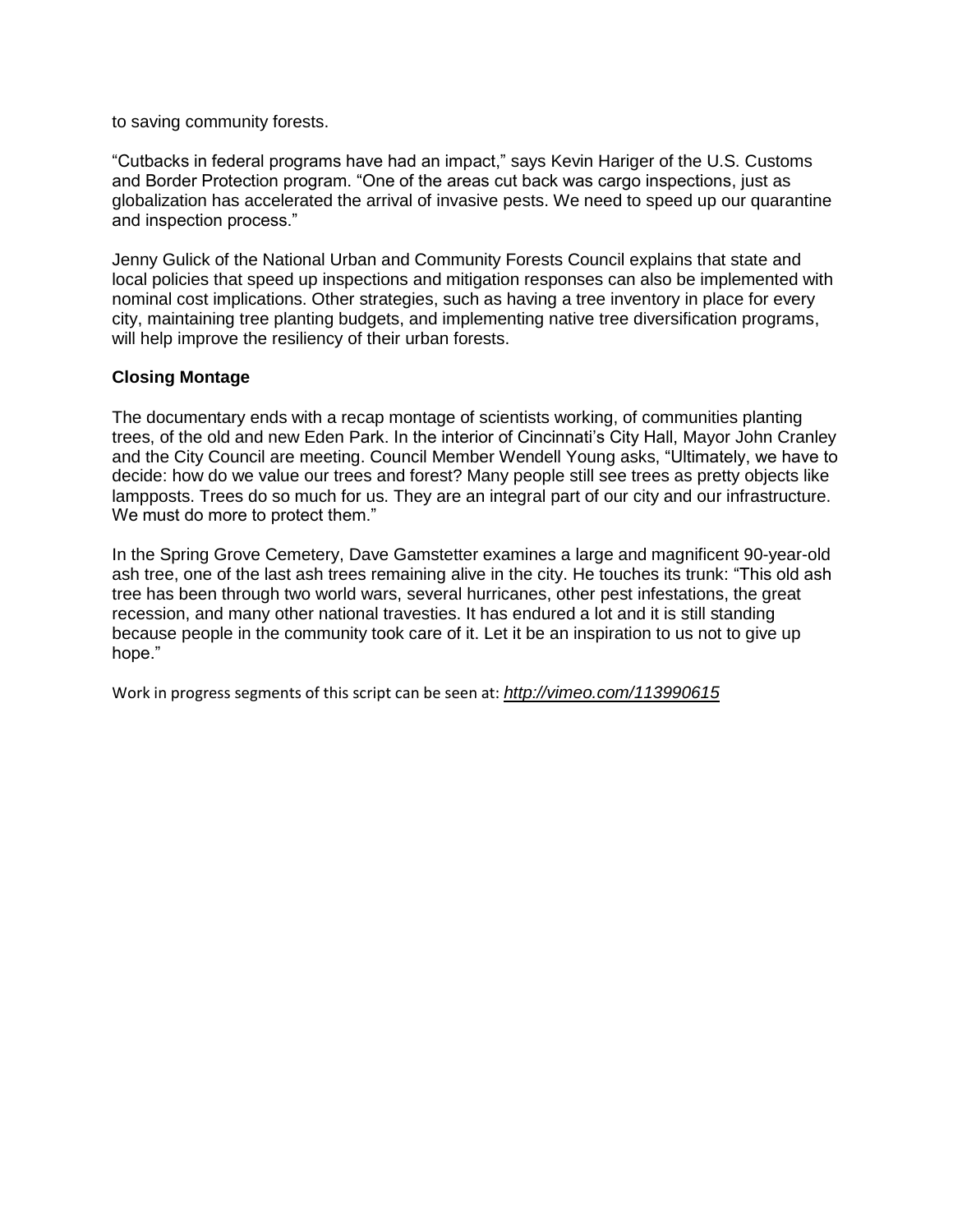to saving community forests.

“Cutbacks in federal programs have had an impact,” says Kevin Hariger of the U.S. Customs and Border Protection program. “One of the areas cut back was cargo inspections, just as globalization has accelerated the arrival of invasive pests. We need to speed up our quarantine and inspection process.”

Jenny Gulick of the National Urban and Community Forests Council explains that state and local policies that speed up inspections and mitigation responses can also be implemented with nominal cost implications. Other strategies, such as having a tree inventory in place for every city, maintaining tree planting budgets, and implementing native tree diversification programs, will help improve the resiliency of their urban forests.

**Closing Montage**

The documentary ends with a recap montage of scientists working, of communities planting trees, of the old and new Eden Park. In the interior of Cincinnati’s City Hall, Mayor John Cranley and the City Council are meeting. Council Member Wendell Young asks, “Ultimately, we have to decide: how do we value our trees and forest? Many people still see trees as pretty objects like lampposts. Trees do so much for us. They are an integral part of our city and our infrastructure. We must do more to protect them.”

In the Spring Grove Cemetery, Dave Gamstetter examines a large and magnificent 90-year-old ash tree, one of the last ash trees remaining alive in the city. He touches its trunk: “This old ash tree has been through two world wars, several hurricanes, other pest infestations, the great recession, and many other national travesties. It has endured a lot and it is still standing because people in the community took care of it. Let it be an inspiration to us not to give up hope.”

Work in progress segments of this script can be seen at: *http://vimeo.com/113990615*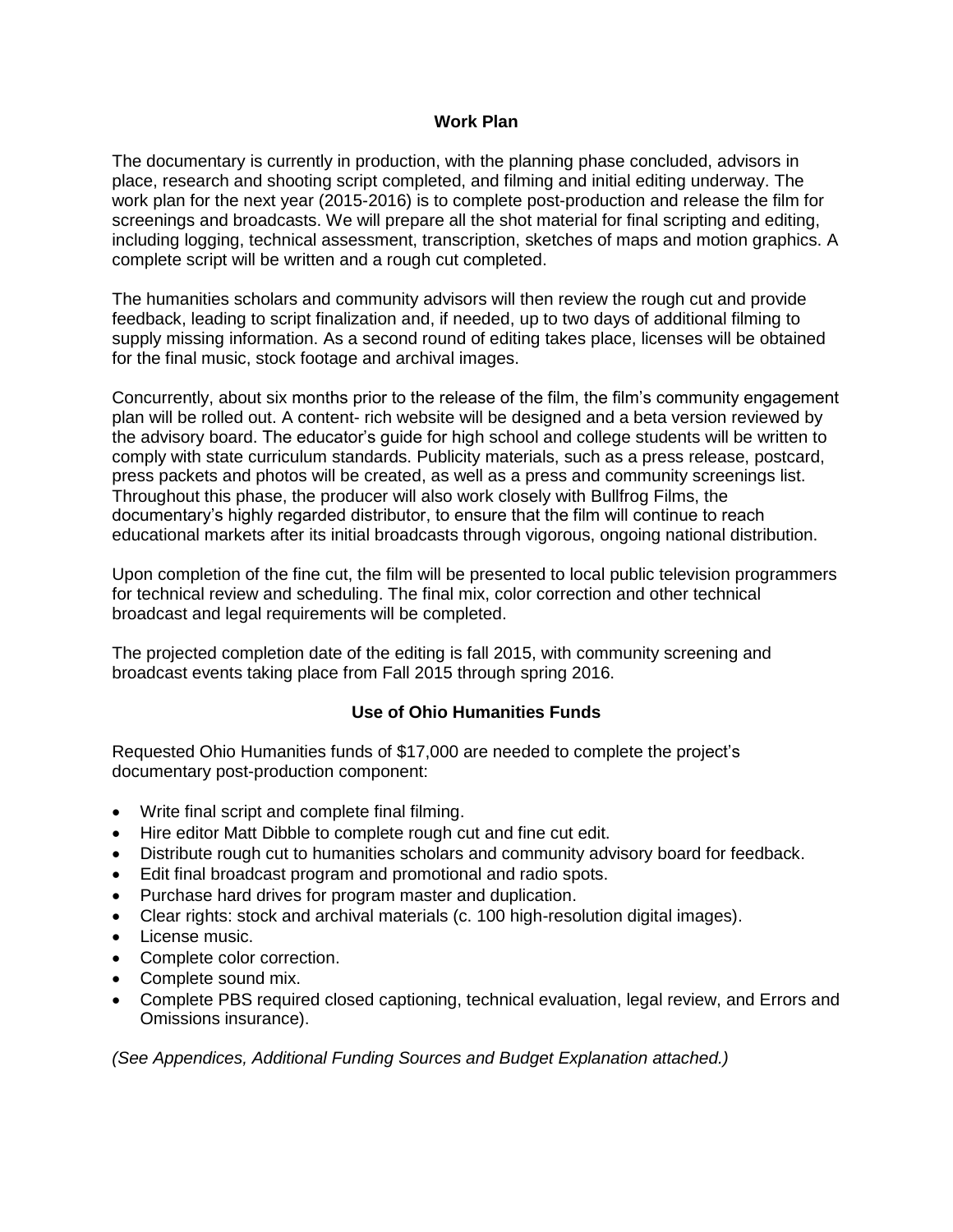## Work Plan

The documentary is currently in production, with the planning phase concluded, advisors in place, research and shooting script completed, and filming and initial editing underway. The work plan for the next year (2015-2016) is to complete post-production and release the film for screenings and broadcasts. We will prepare all the shot material for final scripting and editing, including logging, technical assessment, transcription, sketches of maps and motion graphics. A complete script will be written and a rough cut completed.

The humanities scholars and community advisors will then review the rough cut and provide feedback, leading to script finalization and, if needed, up to two days of additional filming to supply missing information. As a second round of editing takes place, licenses will be obtained for the final music, stock footage and archival images.

Concurrently, about six months prior to the release of the film, the film's community engagement plan will be rolled out. A content- rich website will be designed and a beta version reviewed by the advisory board. The educator's guide for high school and college students will be written to comply with state curriculum standards. Publicity materials, such as a press release, postcard, press packets and photos will be created, as well as a press and community screenings list. Throughout this phase, the producer will also work closely with Bullfrog Films, the documentary's highly regarded distributor, to ensure that the film will continue to reach educational markets after its initial broadcasts through vigorous, ongoing national distribution.

Upon completion of the fine cut, the film will be presented to local public television programmers for technical review and scheduling. The final mix, color correction and other technical broadcast and legal requirements will be completed.

The projected completion date of the editing is fall 2015, with community screening and broadcast events taking place from Fall 2015 through spring 2016.

## Use of Ohio Humanities Funds

Requested Ohio Humanities funds of $17,000 are needed to complete the project's documentary post-production component:

- Write final script and complete final filming.
- Hire editor Matt Dibble to complete rough cut and fine cut edit.
- Distribute rough cut to humanities scholars and community advisory board for feedback.
- Edit final broadcast program and promotional and radio spots.
- Purchase hard drives for program master and duplication.
- Clear rights: stock and archival materials (c. 100 high-resolution digital images).
- License music.
- Complete color correction.
- Complete sound mix.
- Complete PBS required closed captioning, technical evaluation, legal review, and Errors and Omissions insurance).

*(See Appendices, Additional Funding Sources and Budget Explanation attached.)*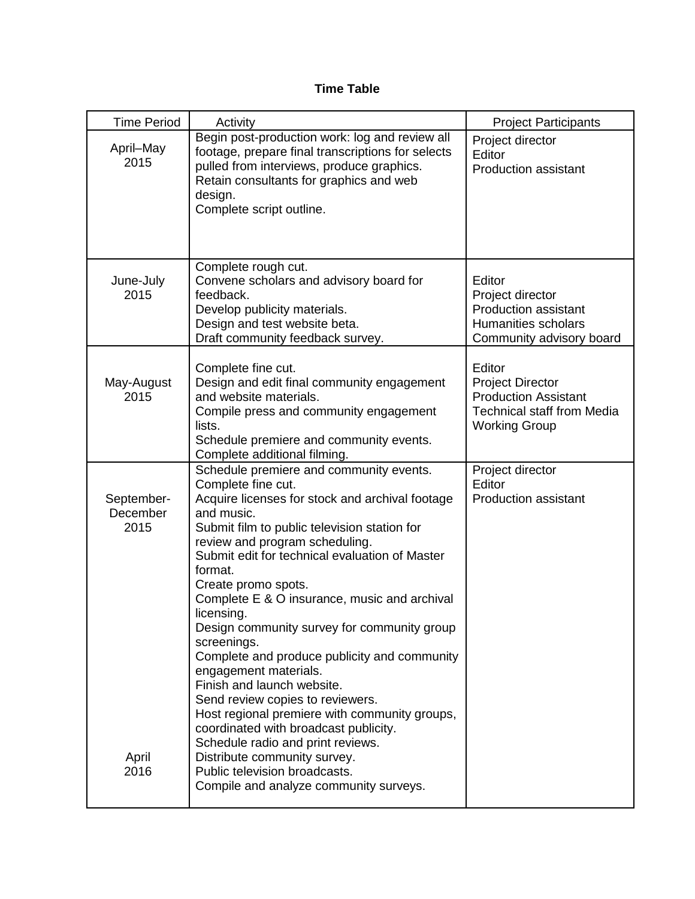**Time Table**

| Time Period | Activity | Project Participants |
|---|---|---|
| April–May 2015 | Begin post-production work: log and review all footage, prepare final transcriptions for selects pulled from interviews, produce graphics.<br>Retain consultants for graphics and web design.<br>Complete script outline. | Project director<br>Editor<br>Production assistant |
| June-July 2015 | Complete rough cut.<br>Convene scholars and advisory board for feedback.<br>Develop publicity materials.<br>Design and test website beta.<br>Draft community feedback survey. | Editor<br>Project director<br>Production assistant<br>Humanities scholars<br>Community advisory board |
| May-August 2015 | Complete fine cut.<br>Design and edit final community engagement and website materials.<br>Compile press and community engagement lists.<br>Schedule premiere and community events.<br>Complete additional filming. | Editor<br>Project Director<br>Production Assistant<br>Technical staff from Media Working Group |
| September-December 2015<br><br><br><br><br><br><br><br><br><br><br><br><br>April 2016 | Schedule premiere and community events.<br>Complete fine cut.<br>Acquire licenses for stock and archival footage and music.<br>Submit film to public television station for review and program scheduling.<br>Submit edit for technical evaluation of Master format.<br>Create promo spots.<br>Complete E & O insurance, music and archival licensing.<br>Design community survey for community group screenings.<br>Complete and produce publicity and community engagement materials.<br>Finish and launch website.<br>Send review copies to reviewers.<br>Host regional premiere with community groups, coordinated with broadcast publicity.<br>Schedule radio and print reviews.<br>Distribute community survey.<br>Public television broadcasts.<br>Compile and analyze community surveys. | Project director<br>Editor<br>Production assistant |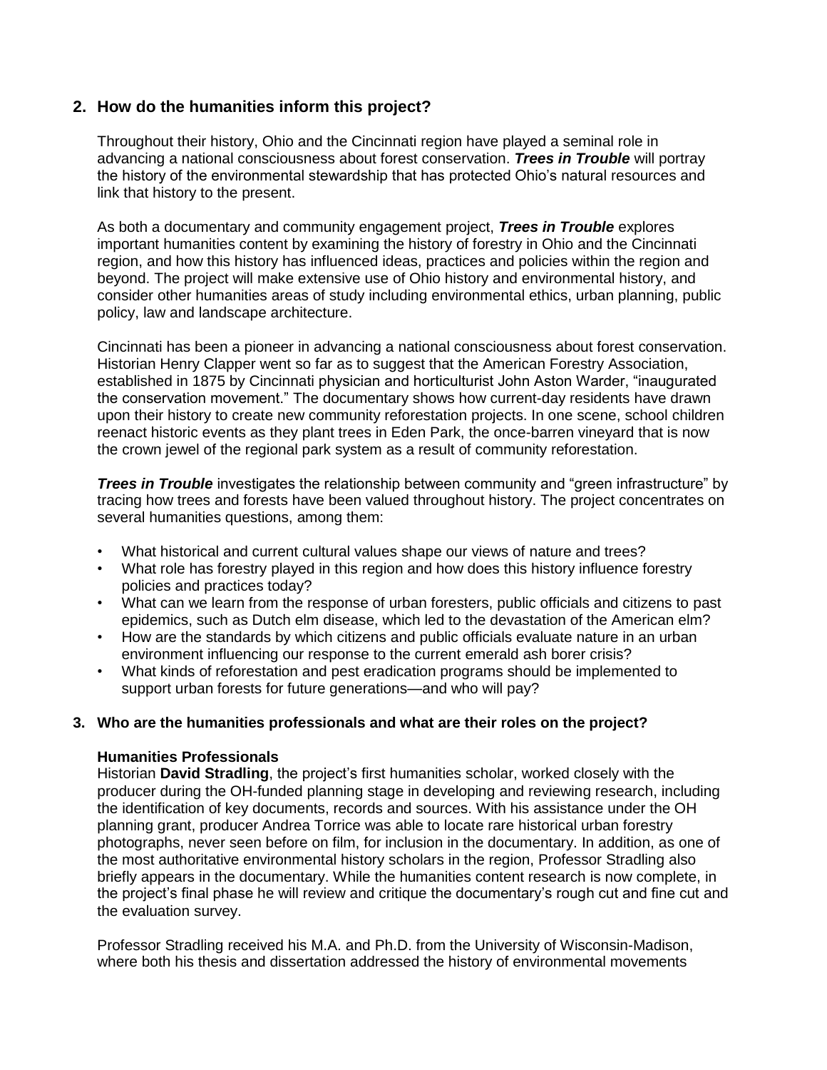## 2. How do the humanities inform this project?

Throughout their history, Ohio and the Cincinnati region have played a seminal role in advancing a national consciousness about forest conservation. ***Trees in Trouble*** will portray the history of the environmental stewardship that has protected Ohio's natural resources and link that history to the present.

As both a documentary and community engagement project, ***Trees in Trouble*** explores important humanities content by examining the history of forestry in Ohio and the Cincinnati region, and how this history has influenced ideas, practices and policies within the region and beyond. The project will make extensive use of Ohio history and environmental history, and consider other humanities areas of study including environmental ethics, urban planning, public policy, law and landscape architecture.

Cincinnati has been a pioneer in advancing a national consciousness about forest conservation. Historian Henry Clapper went so far as to suggest that the American Forestry Association, established in 1875 by Cincinnati physician and horticulturist John Aston Warder, "inaugurated the conservation movement." The documentary shows how current-day residents have drawn upon their history to create new community reforestation projects. In one scene, school children reenact historic events as they plant trees in Eden Park, the once-barren vineyard that is now the crown jewel of the regional park system as a result of community reforestation.

***Trees in Trouble*** investigates the relationship between community and "green infrastructure" by tracing how trees and forests have been valued throughout history. The project concentrates on several humanities questions, among them:

- What historical and current cultural values shape our views of nature and trees?
- What role has forestry played in this region and how does this history influence forestry policies and practices today?
- What can we learn from the response of urban foresters, public officials and citizens to past epidemics, such as Dutch elm disease, which led to the devastation of the American elm?
- How are the standards by which citizens and public officials evaluate nature in an urban environment influencing our response to the current emerald ash borer crisis?
- What kinds of reforestation and pest eradication programs should be implemented to support urban forests for future generations—and who will pay?

## 3. Who are the humanities professionals and what are their roles on the project?

**Humanities Professionals**

Historian **David Stradling**, the project's first humanities scholar, worked closely with the producer during the OH-funded planning stage in developing and reviewing research, including the identification of key documents, records and sources. With his assistance under the OH planning grant, producer Andrea Torrice was able to locate rare historical urban forestry photographs, never seen before on film, for inclusion in the documentary. In addition, as one of the most authoritative environmental history scholars in the region, Professor Stradling also briefly appears in the documentary. While the humanities content research is now complete, in the project's final phase he will review and critique the documentary's rough cut and fine cut and the evaluation survey.

Professor Stradling received his M.A. and Ph.D. from the University of Wisconsin-Madison, where both his thesis and dissertation addressed the history of environmental movements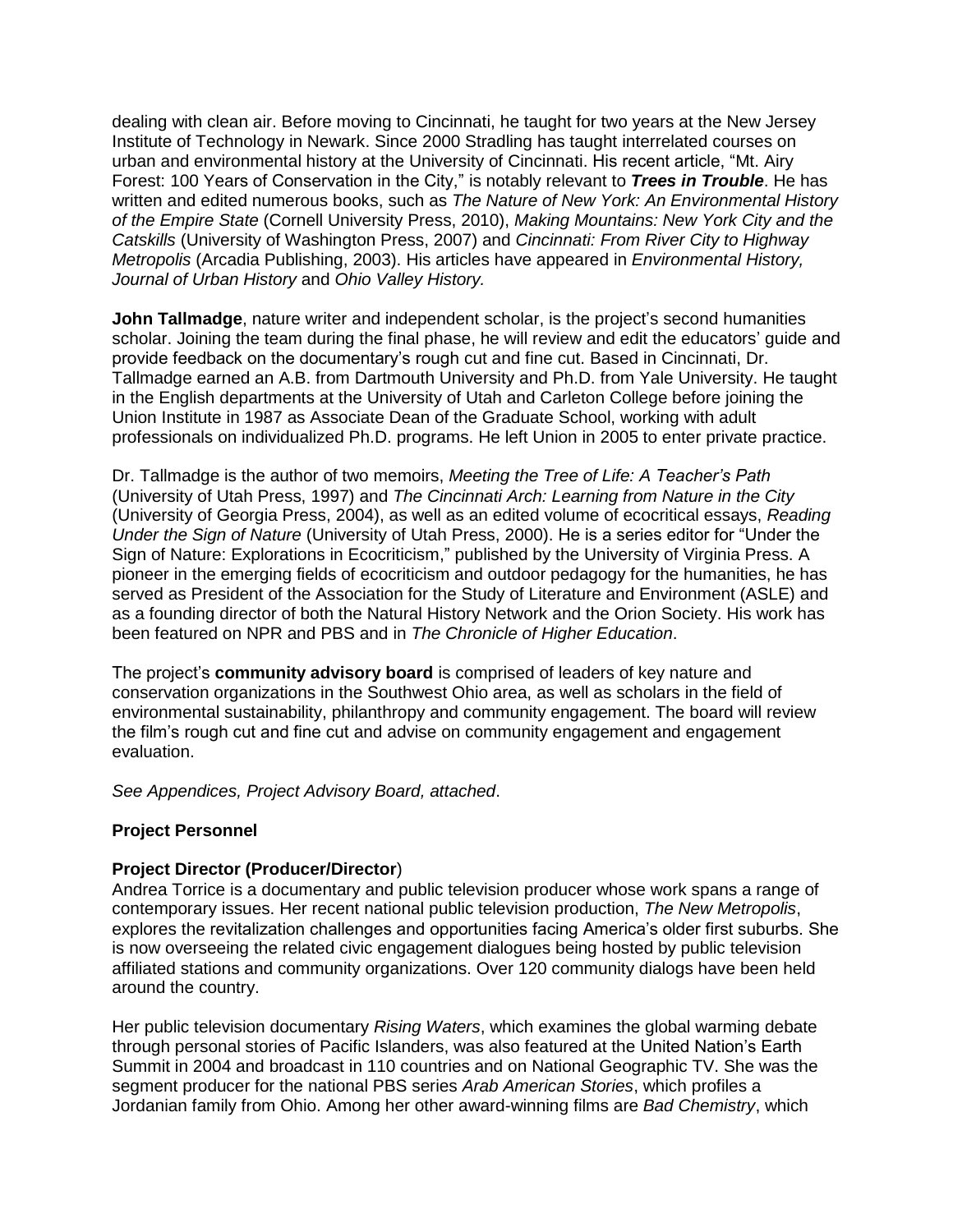dealing with clean air. Before moving to Cincinnati, he taught for two years at the New Jersey Institute of Technology in Newark. Since 2000 Stradling has taught interrelated courses on urban and environmental history at the University of Cincinnati. His recent article, "Mt. Airy Forest: 100 Years of Conservation in the City," is notably relevant to ***Trees in Trouble***. He has written and edited numerous books, such as *The Nature of New York: An Environmental History of the Empire State* (Cornell University Press, 2010), *Making Mountains: New York City and the Catskills* (University of Washington Press, 2007) and *Cincinnati: From River City to Highway Metropolis* (Arcadia Publishing, 2003). His articles have appeared in *Environmental History, Journal of Urban History* and *Ohio Valley History.*

**John Tallmadge**, nature writer and independent scholar, is the project's second humanities scholar. Joining the team during the final phase, he will review and edit the educators' guide and provide feedback on the documentary's rough cut and fine cut. Based in Cincinnati, Dr. Tallmadge earned an A.B. from Dartmouth University and Ph.D. from Yale University. He taught in the English departments at the University of Utah and Carleton College before joining the Union Institute in 1987 as Associate Dean of the Graduate School, working with adult professionals on individualized Ph.D. programs. He left Union in 2005 to enter private practice.

Dr. Tallmadge is the author of two memoirs, *Meeting the Tree of Life: A Teacher's Path* (University of Utah Press, 1997) and *The Cincinnati Arch: Learning from Nature in the City* (University of Georgia Press, 2004), as well as an edited volume of ecocritical essays, *Reading Under the Sign of Nature* (University of Utah Press, 2000). He is a series editor for "Under the Sign of Nature: Explorations in Ecocriticism," published by the University of Virginia Press. A pioneer in the emerging fields of ecocriticism and outdoor pedagogy for the humanities, he has served as President of the Association for the Study of Literature and Environment (ASLE) and as a founding director of both the Natural History Network and the Orion Society. His work has been featured on NPR and PBS and in *The Chronicle of Higher Education*.

The project's **community advisory board** is comprised of leaders of key nature and conservation organizations in the Southwest Ohio area, as well as scholars in the field of environmental sustainability, philanthropy and community engagement. The board will review the film's rough cut and fine cut and advise on community engagement and engagement evaluation.

*See Appendices, Project Advisory Board, attached*.

**Project Personnel**

**Project Director (Producer/Director**)

Andrea Torrice is a documentary and public television producer whose work spans a range of contemporary issues. Her recent national public television production, *The New Metropolis*, explores the revitalization challenges and opportunities facing America's older first suburbs. She is now overseeing the related civic engagement dialogues being hosted by public television affiliated stations and community organizations. Over 120 community dialogs have been held around the country.

Her public television documentary *Rising Waters*, which examines the global warming debate through personal stories of Pacific Islanders, was also featured at the United Nation's Earth Summit in 2004 and broadcast in 110 countries and on National Geographic TV. She was the segment producer for the national PBS series *Arab American Stories*, which profiles a Jordanian family from Ohio. Among her other award-winning films are *Bad Chemistry*, which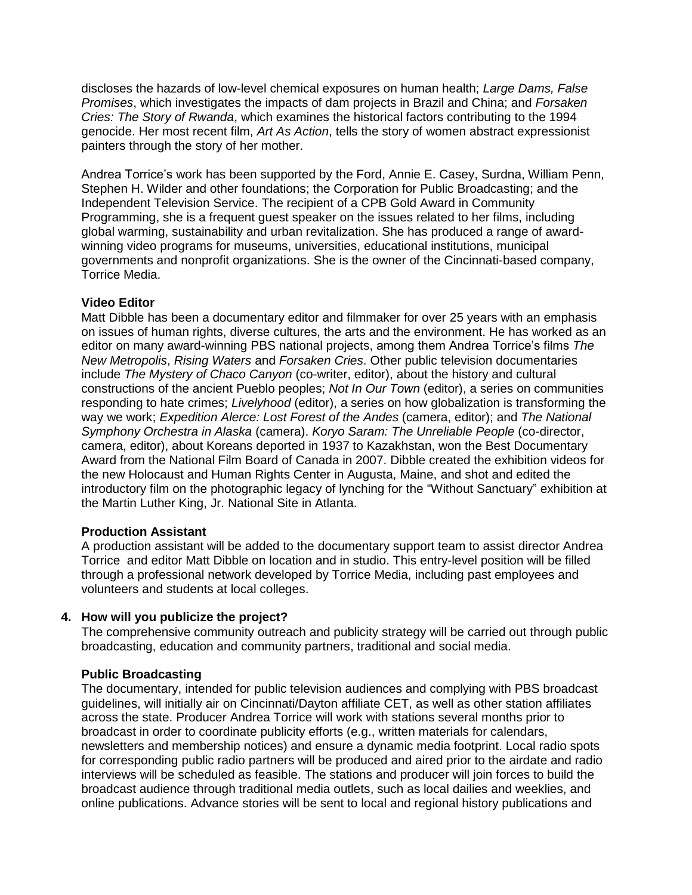discloses the hazards of low-level chemical exposures on human health; *Large Dams, False Promises*, which investigates the impacts of dam projects in Brazil and China; and *Forsaken Cries: The Story of Rwanda*, which examines the historical factors contributing to the 1994 genocide. Her most recent film, *Art As Action*, tells the story of women abstract expressionist painters through the story of her mother.

Andrea Torrice's work has been supported by the Ford, Annie E. Casey, Surdna, William Penn, Stephen H. Wilder and other foundations; the Corporation for Public Broadcasting; and the Independent Television Service. The recipient of a CPB Gold Award in Community Programming, she is a frequent guest speaker on the issues related to her films, including global warming, sustainability and urban revitalization. She has produced a range of award-winning video programs for museums, universities, educational institutions, municipal governments and nonprofit organizations. She is the owner of the Cincinnati-based company, Torrice Media.

**Video Editor**

Matt Dibble has been a documentary editor and filmmaker for over 25 years with an emphasis on issues of human rights, diverse cultures, the arts and the environment. He has worked as an editor on many award-winning PBS national projects, among them Andrea Torrice's films *The New Metropolis*, *Rising Waters* and *Forsaken Cries*. Other public television documentaries include *The Mystery of Chaco Canyon* (co-writer, editor), about the history and cultural constructions of the ancient Pueblo peoples; *Not In Our Town* (editor), a series on communities responding to hate crimes; *Livelyhood* (editor), a series on how globalization is transforming the way we work; *Expedition Alerce: Lost Forest of the Andes* (camera, editor); and *The National Symphony Orchestra in Alaska* (camera). *Koryo Saram: The Unreliable People* (co-director, camera, editor), about Koreans deported in 1937 to Kazakhstan, won the Best Documentary Award from the National Film Board of Canada in 2007. Dibble created the exhibition videos for the new Holocaust and Human Rights Center in Augusta, Maine, and shot and edited the introductory film on the photographic legacy of lynching for the "Without Sanctuary" exhibition at the Martin Luther King, Jr. National Site in Atlanta.

**Production Assistant**

A production assistant will be added to the documentary support team to assist director Andrea Torrice and editor Matt Dibble on location and in studio. This entry-level position will be filled through a professional network developed by Torrice Media, including past employees and volunteers and students at local colleges.

**4. How will you publicize the project?**

The comprehensive community outreach and publicity strategy will be carried out through public broadcasting, education and community partners, traditional and social media.

**Public Broadcasting**

The documentary, intended for public television audiences and complying with PBS broadcast guidelines, will initially air on Cincinnati/Dayton affiliate CET, as well as other station affiliates across the state. Producer Andrea Torrice will work with stations several months prior to broadcast in order to coordinate publicity efforts (e.g., written materials for calendars, newsletters and membership notices) and ensure a dynamic media footprint. Local radio spots for corresponding public radio partners will be produced and aired prior to the airdate and radio interviews will be scheduled as feasible. The stations and producer will join forces to build the broadcast audience through traditional media outlets, such as local dailies and weeklies, and online publications. Advance stories will be sent to local and regional history publications and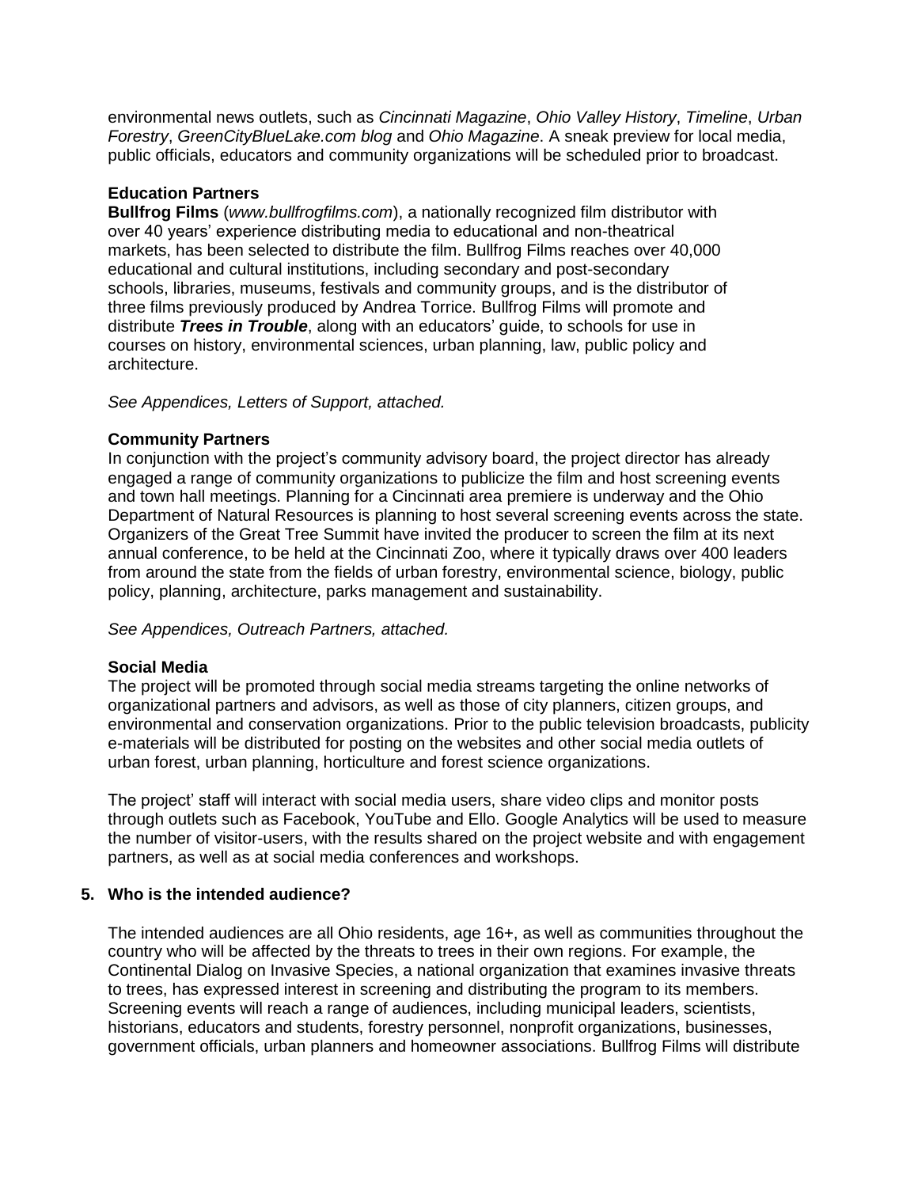environmental news outlets, such as *Cincinnati Magazine*, *Ohio Valley History*, *Timeline*, *Urban Forestry*, *GreenCityBlueLake.com blog* and *Ohio Magazine*. A sneak preview for local media, public officials, educators and community organizations will be scheduled prior to broadcast.

**Education Partners**

**Bullfrog Films** (*www.bullfrogfilms.com*), a nationally recognized film distributor with over 40 years' experience distributing media to educational and non-theatrical markets, has been selected to distribute the film. Bullfrog Films reaches over 40,000 educational and cultural institutions, including secondary and post-secondary schools, libraries, museums, festivals and community groups, and is the distributor of three films previously produced by Andrea Torrice. Bullfrog Films will promote and distribute ***Trees in Trouble***, along with an educators' guide, to schools for use in courses on history, environmental sciences, urban planning, law, public policy and architecture.

*See Appendices, Letters of Support, attached.*

**Community Partners**

In conjunction with the project's community advisory board, the project director has already engaged a range of community organizations to publicize the film and host screening events and town hall meetings. Planning for a Cincinnati area premiere is underway and the Ohio Department of Natural Resources is planning to host several screening events across the state. Organizers of the Great Tree Summit have invited the producer to screen the film at its next annual conference, to be held at the Cincinnati Zoo, where it typically draws over 400 leaders from around the state from the fields of urban forestry, environmental science, biology, public policy, planning, architecture, parks management and sustainability.

*See Appendices, Outreach Partners, attached.*

**Social Media**

The project will be promoted through social media streams targeting the online networks of organizational partners and advisors, as well as those of city planners, citizen groups, and environmental and conservation organizations. Prior to the public television broadcasts, publicity e-materials will be distributed for posting on the websites and other social media outlets of urban forest, urban planning, horticulture and forest science organizations.

The project' staff will interact with social media users, share video clips and monitor posts through outlets such as Facebook, YouTube and Ello. Google Analytics will be used to measure the number of visitor-users, with the results shared on the project website and with engagement partners, as well as at social media conferences and workshops.

**5. Who is the intended audience?**

The intended audiences are all Ohio residents, age 16+, as well as communities throughout the country who will be affected by the threats to trees in their own regions. For example, the Continental Dialog on Invasive Species, a national organization that examines invasive threats to trees, has expressed interest in screening and distributing the program to its members. Screening events will reach a range of audiences, including municipal leaders, scientists, historians, educators and students, forestry personnel, nonprofit organizations, businesses, government officials, urban planners and homeowner associations. Bullfrog Films will distribute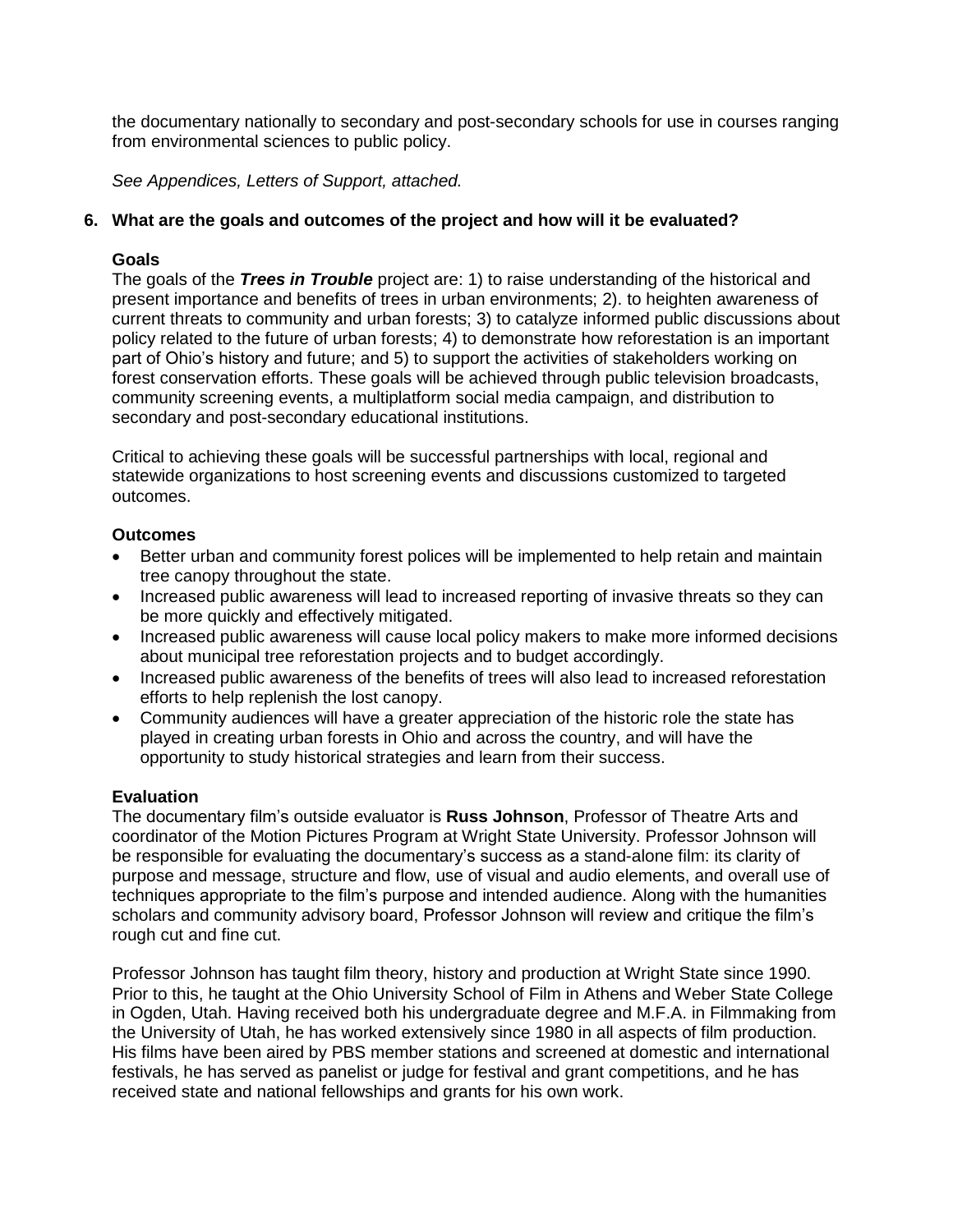the documentary nationally to secondary and post-secondary schools for use in courses ranging from environmental sciences to public policy.

*See Appendices, Letters of Support, attached.*

### 6. What are the goals and outcomes of the project and how will it be evaluated?

**Goals**
The goals of the ***Trees in Trouble*** project are: 1) to raise understanding of the historical and present importance and benefits of trees in urban environments; 2). to heighten awareness of current threats to community and urban forests; 3) to catalyze informed public discussions about policy related to the future of urban forests; 4) to demonstrate how reforestation is an important part of Ohio's history and future; and 5) to support the activities of stakeholders working on forest conservation efforts. These goals will be achieved through public television broadcasts, community screening events, a multiplatform social media campaign, and distribution to secondary and post-secondary educational institutions.

Critical to achieving these goals will be successful partnerships with local, regional and statewide organizations to host screening events and discussions customized to targeted outcomes.

**Outcomes**

- Better urban and community forest polices will be implemented to help retain and maintain tree canopy throughout the state.
- Increased public awareness will lead to increased reporting of invasive threats so they can be more quickly and effectively mitigated.
- Increased public awareness will cause local policy makers to make more informed decisions about municipal tree reforestation projects and to budget accordingly.
- Increased public awareness of the benefits of trees will also lead to increased reforestation efforts to help replenish the lost canopy.
- Community audiences will have a greater appreciation of the historic role the state has played in creating urban forests in Ohio and across the country, and will have the opportunity to study historical strategies and learn from their success.

**Evaluation**
The documentary film's outside evaluator is **Russ Johnson**, Professor of Theatre Arts and coordinator of the Motion Pictures Program at Wright State University. Professor Johnson will be responsible for evaluating the documentary's success as a stand-alone film: its clarity of purpose and message, structure and flow, use of visual and audio elements, and overall use of techniques appropriate to the film's purpose and intended audience. Along with the humanities scholars and community advisory board, Professor Johnson will review and critique the film's rough cut and fine cut.

Professor Johnson has taught film theory, history and production at Wright State since 1990. Prior to this, he taught at the Ohio University School of Film in Athens and Weber State College in Ogden, Utah. Having received both his undergraduate degree and M.F.A. in Filmmaking from the University of Utah, he has worked extensively since 1980 in all aspects of film production. His films have been aired by PBS member stations and screened at domestic and international festivals, he has served as panelist or judge for festival and grant competitions, and he has received state and national fellowships and grants for his own work.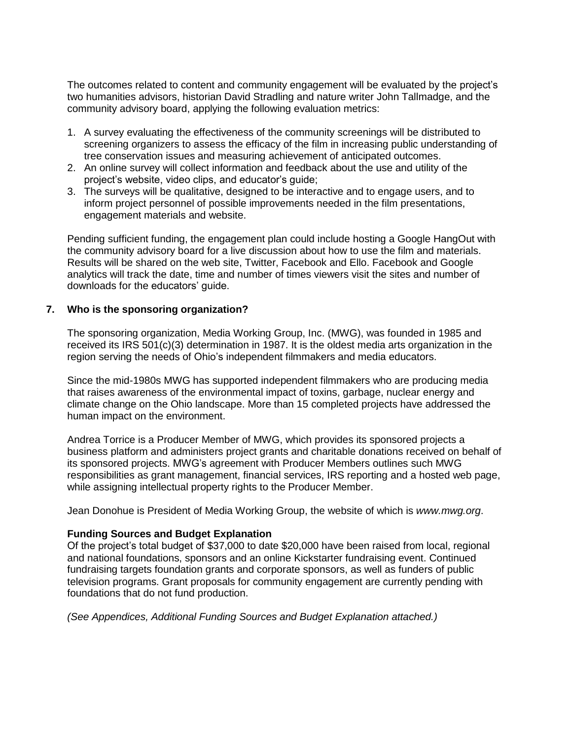The outcomes related to content and community engagement will be evaluated by the project's two humanities advisors, historian David Stradling and nature writer John Tallmadge, and the community advisory board, applying the following evaluation metrics:

1. A survey evaluating the effectiveness of the community screenings will be distributed to screening organizers to assess the efficacy of the film in increasing public understanding of tree conservation issues and measuring achievement of anticipated outcomes.
2. An online survey will collect information and feedback about the use and utility of the project's website, video clips, and educator's guide;
3. The surveys will be qualitative, designed to be interactive and to engage users, and to inform project personnel of possible improvements needed in the film presentations, engagement materials and website.

Pending sufficient funding, the engagement plan could include hosting a Google HangOut with the community advisory board for a live discussion about how to use the film and materials. Results will be shared on the web site, Twitter, Facebook and Ello. Facebook and Google analytics will track the date, time and number of times viewers visit the sites and number of downloads for the educators' guide.

## 7. Who is the sponsoring organization?

The sponsoring organization, Media Working Group, Inc. (MWG), was founded in 1985 and received its IRS 501(c)(3) determination in 1987. It is the oldest media arts organization in the region serving the needs of Ohio's independent filmmakers and media educators.

Since the mid-1980s MWG has supported independent filmmakers who are producing media that raises awareness of the environmental impact of toxins, garbage, nuclear energy and climate change on the Ohio landscape. More than 15 completed projects have addressed the human impact on the environment.

Andrea Torrice is a Producer Member of MWG, which provides its sponsored projects a business platform and administers project grants and charitable donations received on behalf of its sponsored projects. MWG's agreement with Producer Members outlines such MWG responsibilities as grant management, financial services, IRS reporting and a hosted web page, while assigning intellectual property rights to the Producer Member.

Jean Donohue is President of Media Working Group, the website of which is *www.mwg.org*.

### Funding Sources and Budget Explanation

Of the project's total budget of $37,000 to date $20,000 have been raised from local, regional and national foundations, sponsors and an online Kickstarter fundraising event. Continued fundraising targets foundation grants and corporate sponsors, as well as funders of public television programs. Grant proposals for community engagement are currently pending with foundations that do not fund production.

*(See Appendices, Additional Funding Sources and Budget Explanation attached.)*